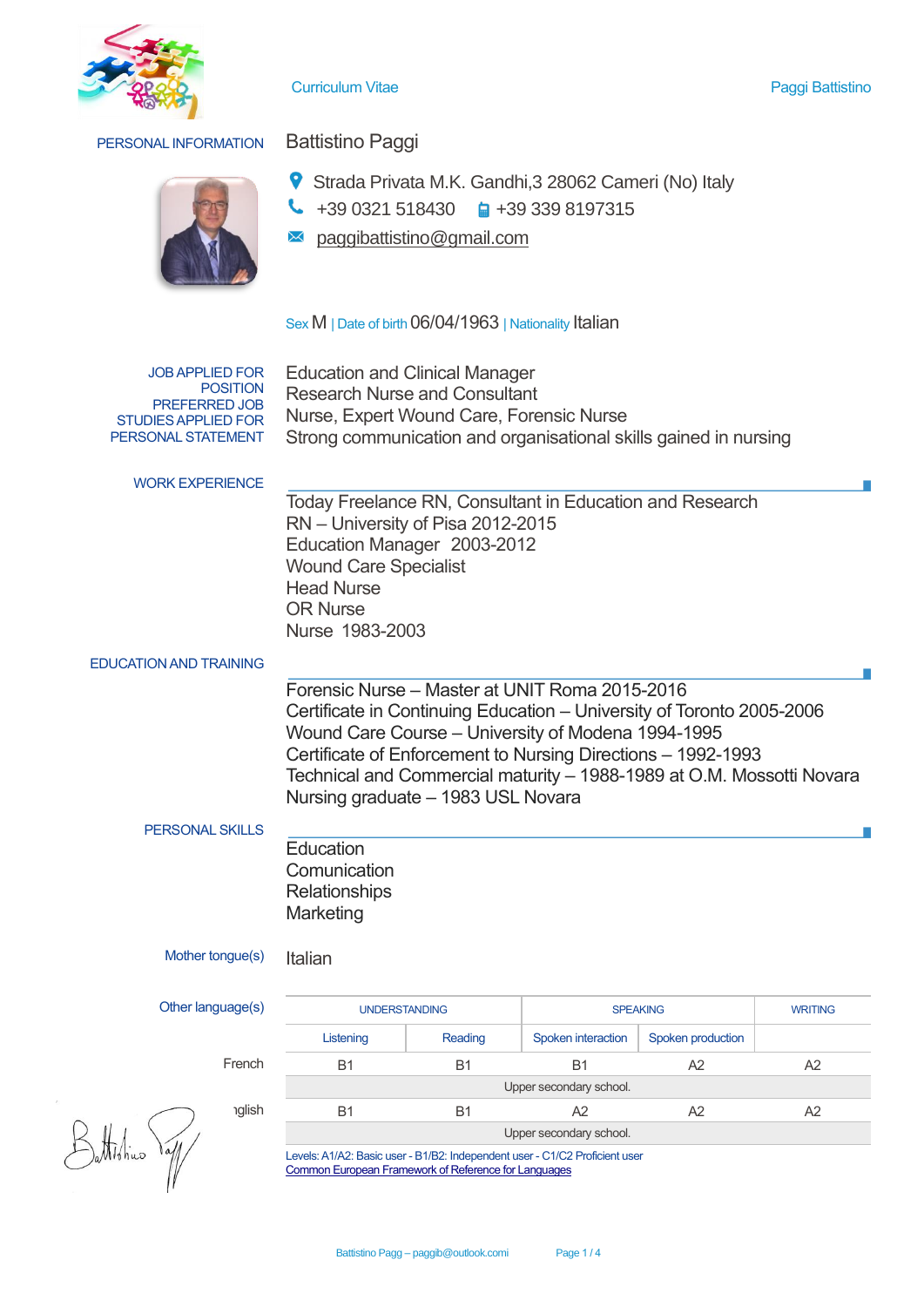Curriculum Vitae

## PERSONAL INFORMATION

**Battistino Paggi**

Strada Privata M.K. Gandhi,3 28062 Cameri (No) Italy

+39 0321 518430 +39 339 8197315

paggibattistino@gmail.com

Sex M | Date of birth 06/04/1963 | Nationality Italian

JOB APPLIED FOR
POSITION
PREFERRED JOB
STUDIES APPLIED FOR
PERSONAL STATEMENT

Education and Clinical Manager
Research Nurse and Consultant
Nurse, Expert Wound Care, Forensic Nurse
Strong communication and organisational skills gained in nursing

## WORK EXPERIENCE

Today Freelance RN, Consultant in Education and Research
RN – University of Pisa 2012-2015
Education Manager 2003-2012
Wound Care Specialist
Head Nurse
OR Nurse
Nurse 1983-2003

## EDUCATION AND TRAINING

Forensic Nurse – Master at UNIT Roma 2015-2016
Certificate in Continuing Education – University of Toronto 2005-2006
Wound Care Course – University of Modena 1994-1995
Certificate of Enforcement to Nursing Directions – 1992-1993
Technical and Commercial maturity – 1988-1989 at O.M. Mossotti Novara
Nursing graduate – 1983 USL Novara

## PERSONAL SKILLS

Education
Comunication
Relationships
Marketing

Mother tongue(s): Italian

Other language(s)

| | UNDERSTANDING | | SPEAKING | | WRITING |
|---|---|---|---|---|---|
| | Listening | Reading | Spoken interaction | Spoken production | |
| French | B1 | B1 | B1 | A2 | A2 |
| | Upper secondary school. | | | | |
| English | B1 | B1 | A2 | A2 | A2 |
| | Upper secondary school. | | | | |

Levels: A1/A2: Basic user - B1/B2: Independent user - C1/C2 Proficient user
Common European Framework of Reference for Languages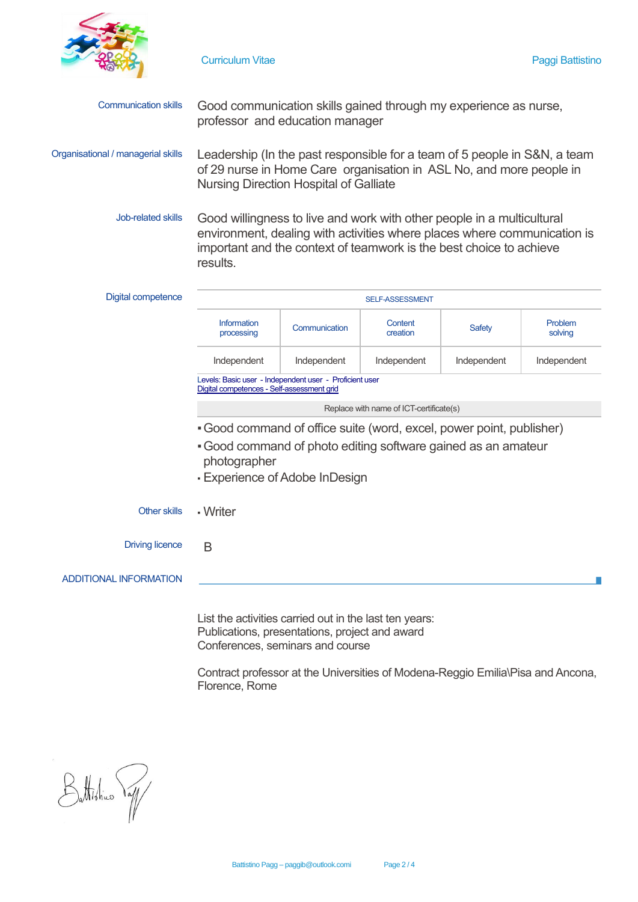**Communication skills**

Good communication skills gained through my experience as nurse, professor and education manager

**Organisational / managerial skills**

Leadership (In the past responsible for a team of 5 people in S&N, a team of 29 nurse in Home Care organisation in ASL No, and more people in Nursing Direction Hospital of Galliate

**Job-related skills**

Good willingness to live and work with other people in a multicultural environment, dealing with activities where places where communication is important and the context of teamwork is the best choice to achieve results.

**Digital competence**

| SELF-ASSESSMENT | | | | |
|---|---|---|---|---|
| Information processing | Communication | Content creation | Safety | Problem solving |
| Independent | Independent | Independent | Independent | Independent |

Levels: Basic user - Independent user - Proficient user
Digital competences - Self-assessment grid

Replace with name of ICT-certificate(s)

- Good command of office suite (word, excel, power point, publisher)
- Good command of photo editing software gained as an amateur photographer
- Experience of Adobe InDesign

**Other skills**

- Writer

**Driving licence**

B

## ADDITIONAL INFORMATION

List the activities carried out in the last ten years:
Publications, presentations, project and award
Conferences, seminars and course

Contract professor at the Universities of Modena-Reggio Emilia\Pisa and Ancona, Florence, Rome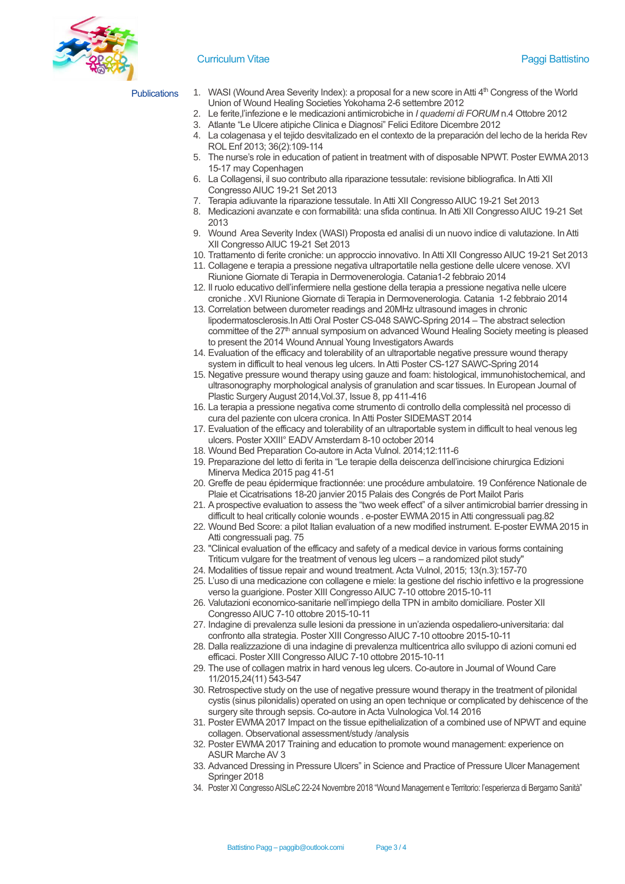## Publications

1. WASI (Wound Area Severity Index): a proposal for a new score in Atti 4th Congress of the World Union of Wound Healing Societies Yokohama 2-6 settembre 2012
2. Le ferite,l'infezione e le medicazioni antimicrobiche in *I quademi di FORUM* n.4 Ottobre 2012
3. Atlante "Le Ulcere atipiche Clinica e Diagnosi" Felici Editore Dicembre 2012
4. La colagenasa y el tejido desvitalizado en el contexto de la preparación del lecho de la herida Rev ROL Enf 2013; 36(2):109-114
5. The nurse's role in education of patient in treatment with of disposable NPWT. Poster EWMA 2013 15-17 may Copenhagen
6. La Collagensi, il suo contributo alla riparazione tessutale: revisione bibliografica. In Atti XII Congresso AIUC 19-21 Set 2013
7. Terapia adiuvante la riparazione tessutale. In Atti XII Congresso AIUC 19-21 Set 2013
8. Medicazioni avanzate e con formabilità: una sfida continua. In Atti XII Congresso AIUC 19-21 Set 2013
9. Wound Area Severity Index (WASI) Proposta ed analisi di un nuovo indice di valutazione. In Atti XII Congresso AIUC 19-21 Set 2013
10. Trattamento di ferite croniche: un approccio innovativo. In Atti XII Congresso AIUC 19-21 Set 2013
11. Collagene e terapia a pressione negativa ultraportatile nella gestione delle ulcere venose. XVI Riunione Giornate di Terapia in Dermovenerologia. Catania1-2 febbraio 2014
12. Il ruolo educativo dell'infermiere nella gestione della terapia a pressione negativa nelle ulcere croniche . XVI Riunione Giornate di Terapia in Dermovenerologia. Catania 1-2 febbraio 2014
13. Correlation between durometer readings and 20MHz ultrasound images in chronic lipodermatosclerosis.In Atti Oral Poster CS-048 SAWC-Spring 2014 – The abstract selection committee of the 27th annual symposium on advanced Wound Healing Society meeting is pleased to present the 2014 Wound Annual Young Investigators Awards
14. Evaluation of the efficacy and tolerability of an ultraportable negative pressure wound therapy system in difficult to heal venous leg ulcers. In Atti Poster CS-127 SAWC-Spring 2014
15. Negative pressure wound therapy using gauze and foam: histological, immunohistochemical, and ultrasonography morphological analysis of granulation and scar tissues. In European Journal of Plastic Surgery August 2014,Vol.37, Issue 8, pp 411-416
16. La terapia a pressione negativa come strumento di controllo della complessità nel processo di cura del paziente con ulcera cronica. In Atti Poster SIDEMAST 2014
17. Evaluation of the efficacy and tolerability of an ultraportable system in difficult to heal venous leg ulcers. Poster XXIII° EADV Amsterdam 8-10 october 2014
18. Wound Bed Preparation Co-autore in Acta Vulnol. 2014;12:111-6
19. Preparazione del letto di ferita in "Le terapie della deiscenza dell'incisione chirurgica Edizioni Minerva Medica 2015 pag 41-51
20. Greffe de peau épidermique fractionnée: une procédure ambulatoire. 19 Conférence Nationale de Plaie et Cicatrisations 18-20 janvier 2015 Palais des Congrés de Port Mailot Paris
21. A prospective evaluation to assess the "two week effect" of a silver antimicrobial barrier dressing in difficult to heal critically colonie wounds . e-poster EWMA 2015 in Atti congressuali pag.82
22. Wound Bed Score: a pilot Italian evaluation of a new modified instrument. E-poster EWMA 2015 in Atti congressuali pag. 75
23. "Clinical evaluation of the efficacy and safety of a medical device in various forms containing Triticum vulgare for the treatment of venous leg ulcers – a randomized pilot study"
24. Modalities of tissue repair and wound treatment. Acta Vulnol, 2015; 13(n.3):157-70
25. L'uso di una medicazione con collagene e miele: la gestione del rischio infettivo e la progressione verso la guarigione. Poster XIII Congresso AIUC 7-10 ottobre 2015-10-11
26. Valutazioni economico-sanitarie nell'impiego della TPN in ambito domiciliare. Poster XII Congresso AIUC 7-10 ottobre 2015-10-11
27. Indagine di prevalenza sulle lesioni da pressione in un'azienda ospedaliero-universitaria: dal confronto alla strategia. Poster XIII Congresso AIUC 7-10 ottoobre 2015-10-11
28. Dalla realizzazione di una indagine di prevalenza multicentrica allo sviluppo di azioni comuni ed efficaci. Poster XIII Congresso AIUC 7-10 ottobre 2015-10-11
29. The use of collagen matrix in hard venous leg ulcers. Co-autore in Journal of Wound Care 11/2015,24(11) 543-547
30. Retrospective study on the use of negative pressure wound therapy in the treatment of pilonidal cystis (sinus pilonidalis) operated on using an open technique or complicated by dehiscence of the surgery site through sepsis. Co-autore in Acta Vulnologica Vol.14 2016
31. Poster EWMA 2017 Impact on the tissue epithelialization of a combined use of NPWT and equine collagen. Observational assessment/study /analysis
32. Poster EWMA 2017 Training and education to promote wound management: experience on ASUR Marche AV 3
33. Advanced Dressing in Pressure Ulcers" in Science and Practice of Pressure Ulcer Management Springer 2018
34. Poster XI Congresso AISLeC 22-24 Novembre 2018 "Wound Management e Territorio: l'esperienza di Bergamo Sanità"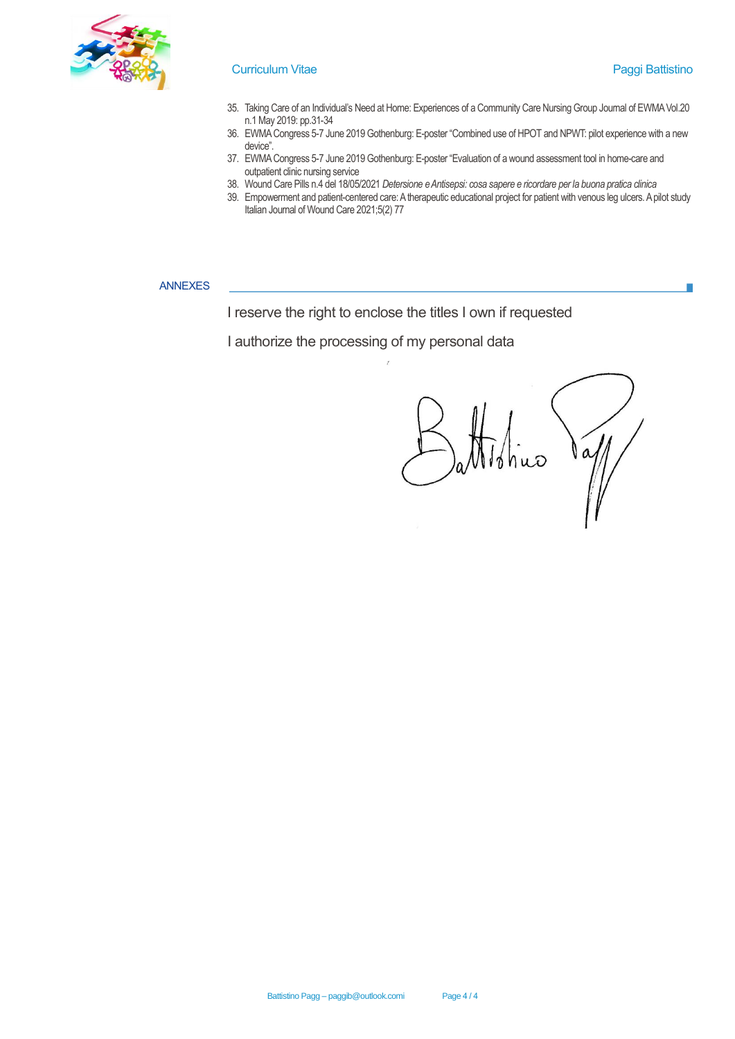35. Taking Care of an Individual's Need at Home: Experiences of a Community Care Nursing Group Journal of EWMA Vol.20 n.1 May 2019: pp.31-34
36. EWMA Congress 5-7 June 2019 Gothenburg: E-poster "Combined use of HPOT and NPWT: pilot experience with a new device".
37. EWMA Congress 5-7 June 2019 Gothenburg: E-poster "Evaluation of a wound assessment tool in home-care and outpatient clinic nursing service
38. Wound Care Pills n.4 del 18/05/2021 *Detersione e Antisepsi: cosa sapere e ricordare per la buona pratica clinica*
39. Empowerment and patient-centered care: A therapeutic educational project for patient with venous leg ulcers. A pilot study Italian Journal of Wound Care 2021;5(2) 77

## ANNEXES

I reserve the right to enclose the titles I own if requested

I authorize the processing of my personal data

Battistino Paggi